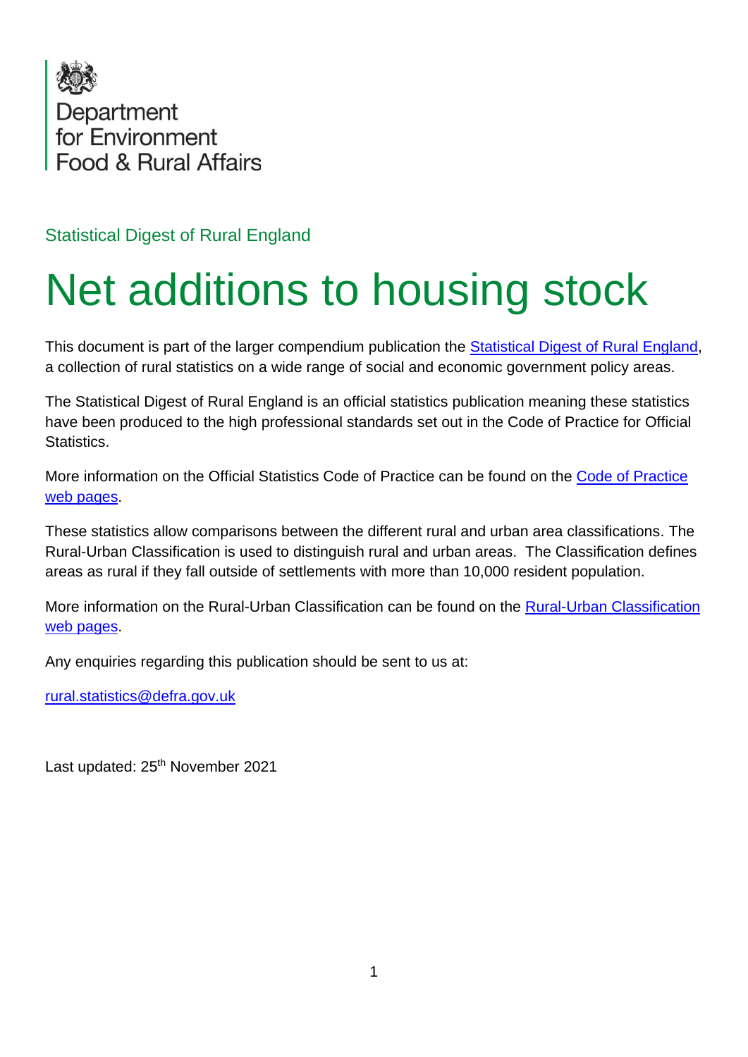Department for Environment Food & Rural Affairs

Statistical Digest of Rural England

# Net additions to housing stock

This document is part of the larger compendium publication the [Statistical Digest of Rural England](), a collection of rural statistics on a wide range of social and economic government policy areas.

The Statistical Digest of Rural England is an official statistics publication meaning these statistics have been produced to the high professional standards set out in the Code of Practice for Official Statistics.

More information on the Official Statistics Code of Practice can be found on the [Code of Practice web pages]().

These statistics allow comparisons between the different rural and urban area classifications. The Rural-Urban Classification is used to distinguish rural and urban areas. The Classification defines areas as rural if they fall outside of settlements with more than 10,000 resident population.

More information on the Rural-Urban Classification can be found on the [Rural-Urban Classification web pages]().

Any enquiries regarding this publication should be sent to us at:

[rural.statistics@defra.gov.uk](mailto:rural.statistics@defra.gov.uk)

Last updated: 25th November 2021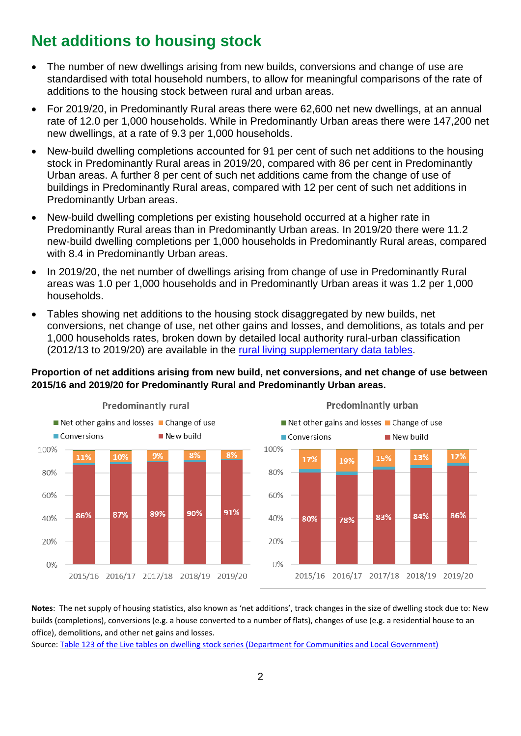## Net additions to housing stock

- The number of new dwellings arising from new builds, conversions and change of use are standardised with total household numbers, to allow for meaningful comparisons of the rate of additions to the housing stock between rural and urban areas.
- For 2019/20, in Predominantly Rural areas there were 62,600 net new dwellings, at an annual rate of 12.0 per 1,000 households. While in Predominantly Urban areas there were 147,200 net new dwellings, at a rate of 9.3 per 1,000 households.
- New-build dwelling completions accounted for 91 per cent of such net additions to the housing stock in Predominantly Rural areas in 2019/20, compared with 86 per cent in Predominantly Urban areas. A further 8 per cent of such net additions came from the change of use of buildings in Predominantly Rural areas, compared with 12 per cent of such net additions in Predominantly Urban areas.
- New-build dwelling completions per existing household occurred at a higher rate in Predominantly Rural areas than in Predominantly Urban areas. In 2019/20 there were 11.2 new-build dwelling completions per 1,000 households in Predominantly Rural areas, compared with 8.4 in Predominantly Urban areas.
- In 2019/20, the net number of dwellings arising from change of use in Predominantly Rural areas was 1.0 per 1,000 households and in Predominantly Urban areas it was 1.2 per 1,000 households.
- Tables showing net additions to the housing stock disaggregated by new builds, net conversions, net change of use, net other gains and losses, and demolitions, as totals and per 1,000 households rates, broken down by detailed local authority rural-urban classification (2012/13 to 2019/20) are available in the [rural living supplementary data tables](rural living supplementary data tables).

**Proportion of net additions arising from new build, net conversions, and net change of use between 2015/16 and 2019/20 for Predominantly Rural and Predominantly Urban areas.**

Predominantly rural

Net other gains and losses | Change of use | Conversions | New build

100% 80% 60% 40% 20% 0%

2015/16: 86%, 11%
2016/17: 87%, 10%
2017/18: 89%, 9%
2018/19: 90%, 8%
2019/20: 91%, 8%

Predominantly urban

Net other gains and losses | Change of use | Conversions | New build

100% 80% 60% 40% 20% 0%

2015/16: 80%, 17%
2016/17: 78%, 19%
2017/18: 83%, 15%
2018/19: 84%, 13%
2019/20: 86%, 12%

**Notes**: The net supply of housing statistics, also known as 'net additions', track changes in the size of dwelling stock due to: New builds (completions), conversions (e.g. a house converted to a number of flats), changes of use (e.g. a residential house to an office), demolitions, and other net gains and losses.

Source: [Table 123 of the Live tables on dwelling stock series (Department for Communities and Local Government)](Table 123 of the Live tables on dwelling stock series (Department for Communities and Local Government))